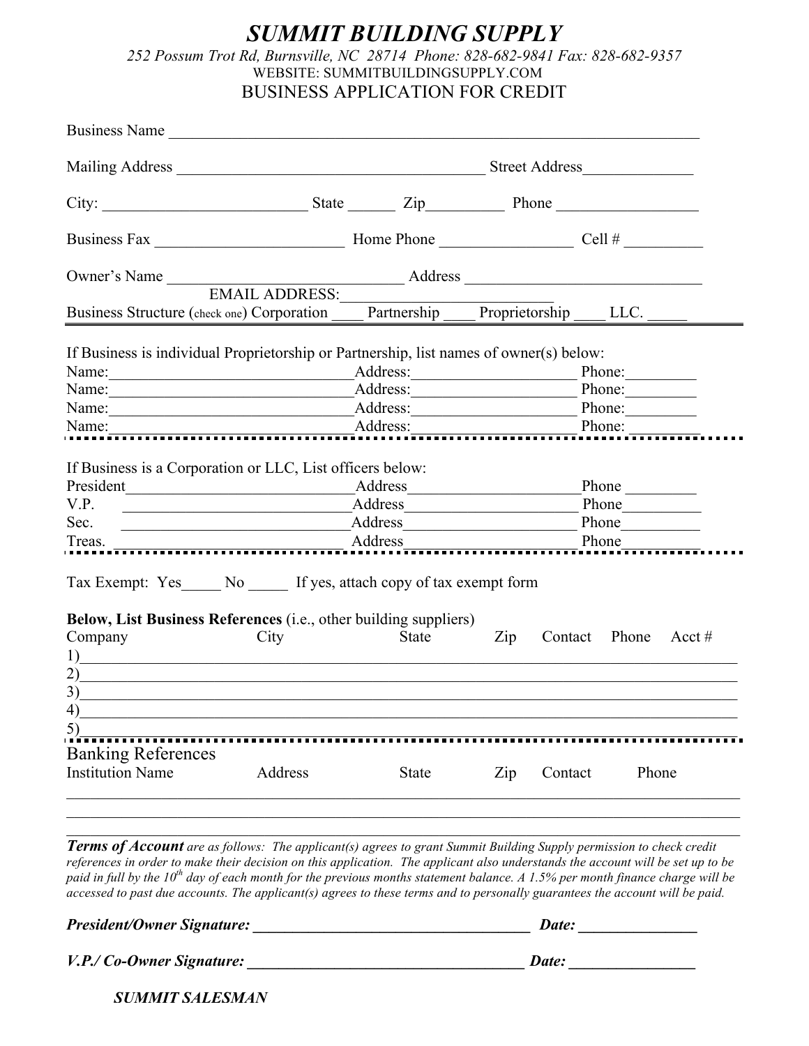# SUMMIT BUILDING SUPPLY

*252 Possum Trot Rd, Burnsville, NC 28714 Phone: 828-682-9841 Fax: 828-682-9357*

WEBSITE: SUMMITBUILDINGSUPPLY.COM

## BUSINESS APPLICATION FOR CREDIT

Business Name ____________________________________________________________________

Mailing Address ________________________________________ Street Address______________

City: __________________________ State ______ Zip__________ Phone __________________

Business Fax ________________________ Home Phone _________________ Cell # __________

Owner's Name ______________________________ Address ______________________________

EMAIL ADDRESS:___________________________

Business Structure (check one) Corporation ____ Partnership ____ Proprietorship ____ LLC. _____

---

If Business is individual Proprietorship or Partnership, list names of owner(s) below:

Name:______________________________Address:____________________ Phone:_________

Name:______________________________Address:____________________ Phone:_________

Name:______________________________Address:____________________ Phone:_________

Name:______________________________Address:____________________ Phone:_________

---

If Business is a Corporation or LLC, List officers below:

President____________________________Address____________________Phone _________

V.P. ____________________________Address____________________ Phone__________

Sec. ____________________________Address____________________ Phone__________

Treas. ____________________________Address____________________ Phone__________

---

Tax Exempt: Yes_____ No _____ If yes, attach copy of tax exempt form

**Below, List Business References** (i.e., other building suppliers)

| | Company | City | State | Zip | Contact | Phone | Acct # |
|---|---|---|---|---|---|---|---|
| 1) | | | | | | | |
| 2) | | | | | | | |
| 3) | | | | | | | |
| 4) | | | | | | | |
| 5) | | | | | | | |

---

## Banking References

| Institution Name | Address | State | Zip | Contact | Phone |
|---|---|---|---|---|---|
| | | | | | |
| | | | | | |
| | | | | | |

***Terms of Account*** *are as follows: The applicant(s) agrees to grant Summit Building Supply permission to check credit references in order to make their decision on this application. The applicant also understands the account will be set up to be paid in full by the 10th day of each month for the previous months statement balance. A 1.5% per month finance charge will be accessed to past due accounts. The applicant(s) agrees to these terms and to personally guarantees the account will be paid.*

***President/Owner Signature: ___________________________________ Date: _______________***

***V.P./ Co-Owner Signature: ___________________________________ Date: _______________***

***SUMMIT SALESMAN***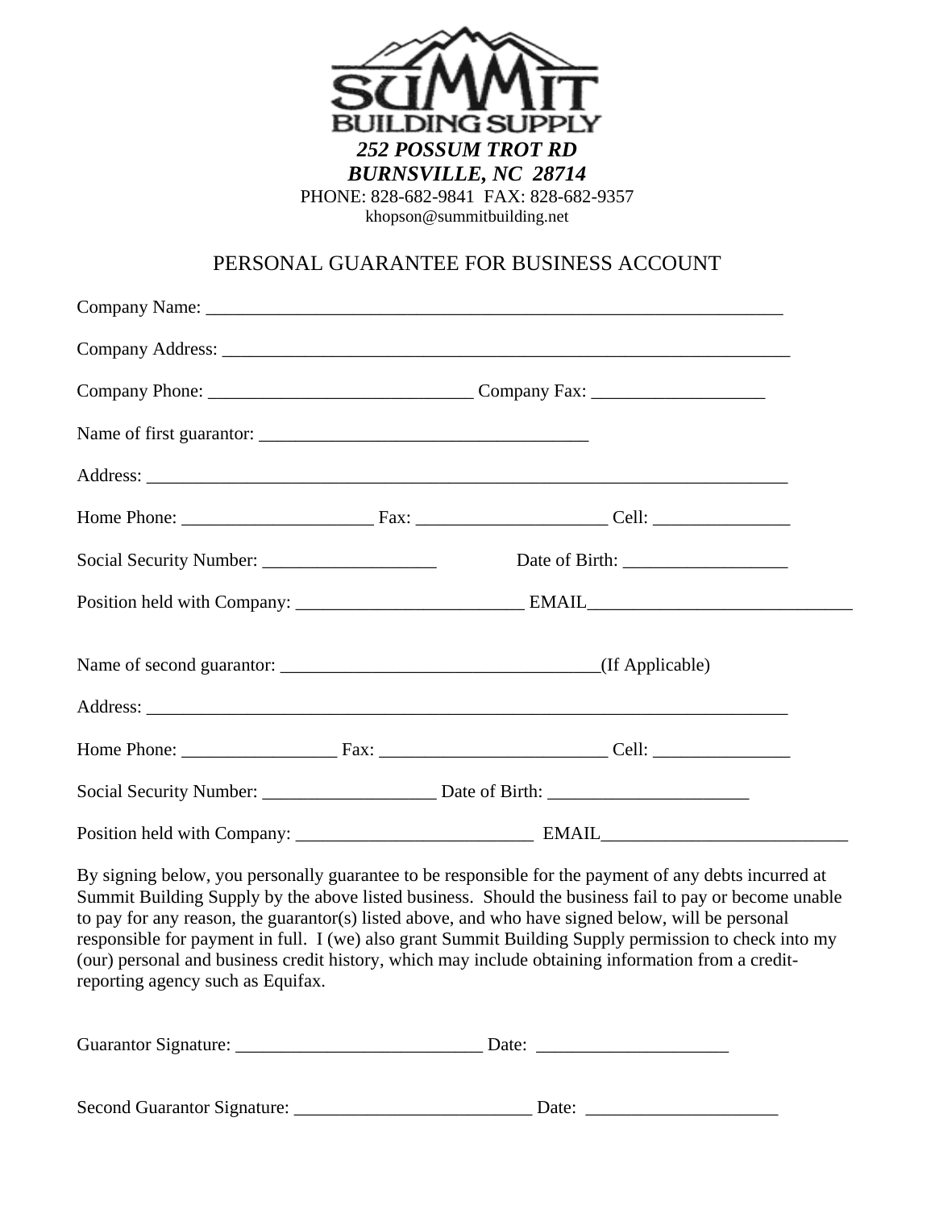SUMMIT BUILDING SUPPLY

***252 POSSUM TROT RD***
***BURNSVILLE, NC 28714***
PHONE: 828-682-9841 FAX: 828-682-9357
khopson@summitbuilding.net

## PERSONAL GUARANTEE FOR BUSINESS ACCOUNT

Company Name: ___________________________________________________________________

Company Address: _________________________________________________________________

Company Phone: ____________________________ Company Fax: __________________

Name of first guarantor: ____________________________________

Address: _________________________________________________________________________

Home Phone: ____________________ Fax: ____________________ Cell: ______________

Social Security Number: __________________ Date of Birth: __________________

Position held with Company: ________________________ EMAIL____________________________

Name of second guarantor: __________________________________(If Applicable)

Address: _________________________________________________________________________

Home Phone: ________________ Fax: ________________________ Cell: ______________

Social Security Number: __________________ Date of Birth: _____________________

Position held with Company: _________________________ EMAIL__________________________

By signing below, you personally guarantee to be responsible for the payment of any debts incurred at Summit Building Supply by the above listed business. Should the business fail to pay or become unable to pay for any reason, the guarantor(s) listed above, and who have signed below, will be personal responsible for payment in full. I (we) also grant Summit Building Supply permission to check into my (our) personal and business credit history, which may include obtaining information from a credit-reporting agency such as Equifax.

Guarantor Signature: ___________________________ Date: ____________________

Second Guarantor Signature: _________________________ Date: ____________________